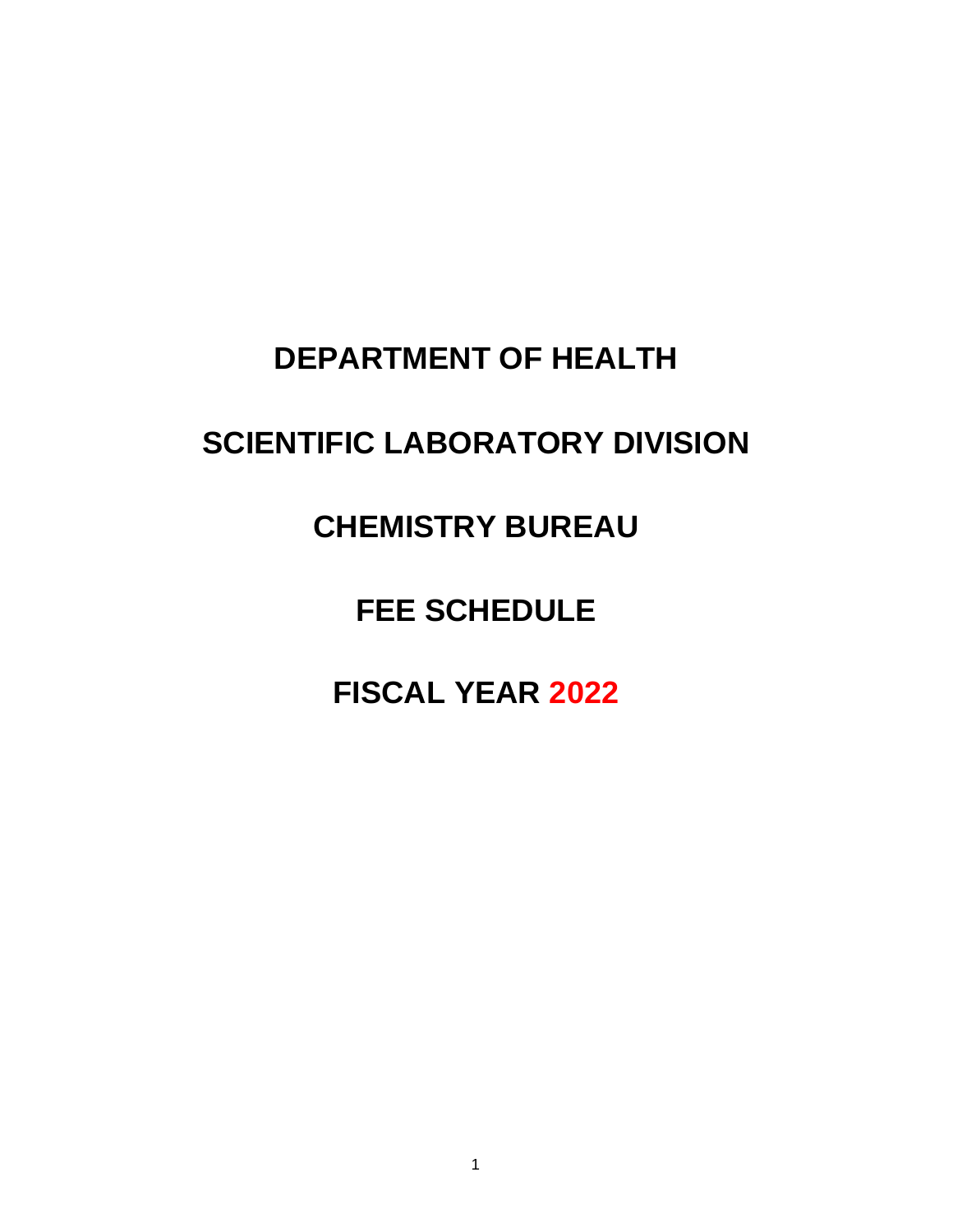# DEPARTMENT OF HEALTH

# SCIENTIFIC LABORATORY DIVISION

# CHEMISTRY BUREAU

# FEE SCHEDULE

# FISCAL YEAR 2022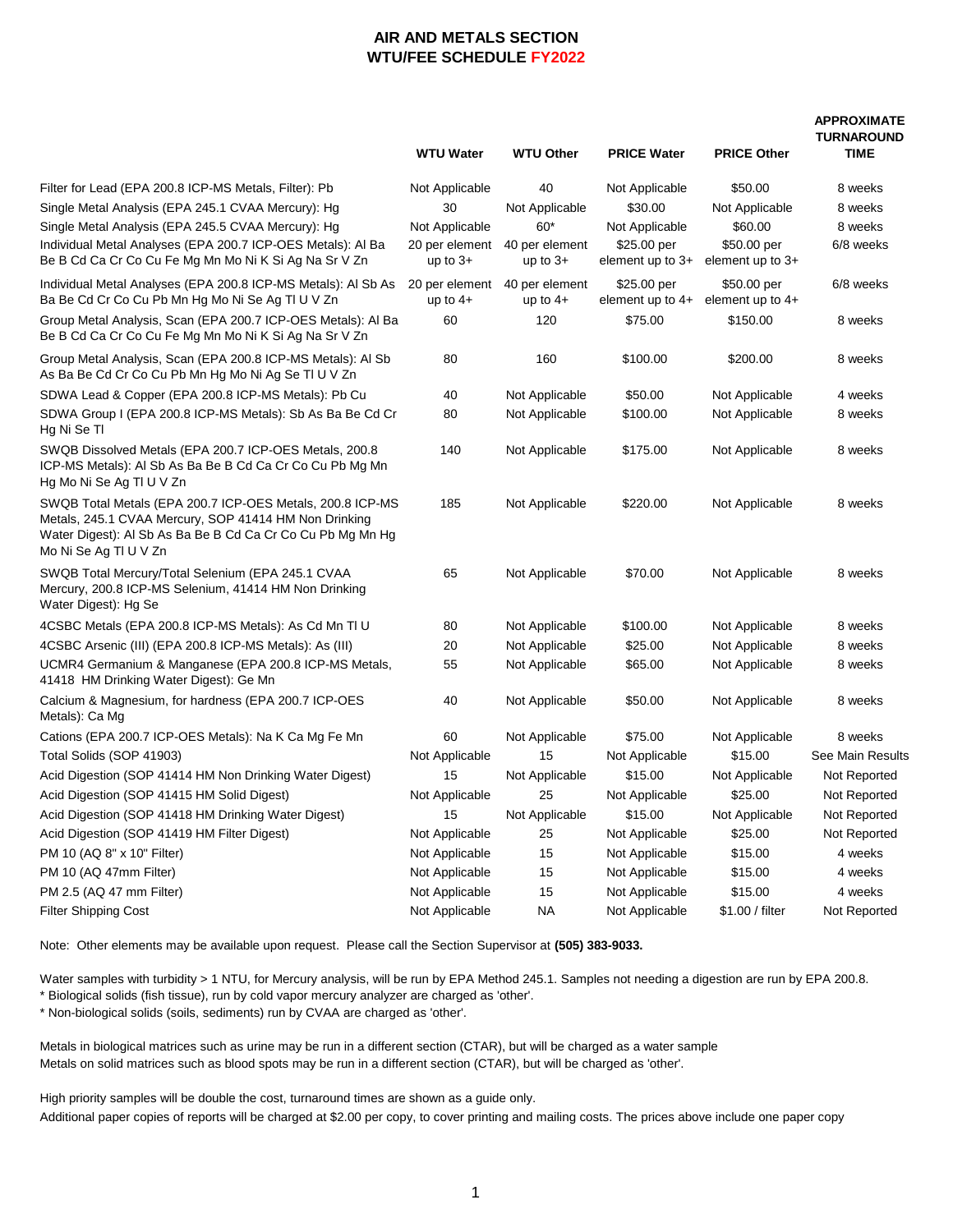# AIR AND METALS SECTION
# WTU/FEE SCHEDULE FY2022

| | WTU Water | WTU Other | PRICE Water | PRICE Other | APPROXIMATE TURNAROUND TIME |
|---|---|---|---|---|---|
| Filter for Lead (EPA 200.8 ICP-MS Metals, Filter): Pb | Not Applicable | 40 | Not Applicable | $50.00 | 8 weeks |
| Single Metal Analysis (EPA 245.1 CVAA Mercury): Hg | 30 | Not Applicable | $30.00 | Not Applicable | 8 weeks |
| Single Metal Analysis (EPA 245.5 CVAA Mercury): Hg | Not Applicable | 60* | Not Applicable | $60.00 | 8 weeks |
| Individual Metal Analyses (EPA 200.7 ICP-OES Metals): Al Ba Be B Cd Ca Cr Co Cu Fe Mg Mn Mo Ni K Si Ag Na Sr V Zn | 20 per element up to 3+ | 40 per element up to 3+ | $25.00 per element up to 3+ | $50.00 per element up to 3+ | 6/8 weeks |
| Individual Metal Analyses (EPA 200.8 ICP-MS Metals): Al Sb As Ba Be Cd Cr Co Cu Pb Mn Hg Mo Ni Se Ag Tl U V Zn | 20 per element up to 4+ | 40 per element up to 4+ | $25.00 per element up to 4+ | $50.00 per element up to 4+ | 6/8 weeks |
| Group Metal Analysis, Scan (EPA 200.7 ICP-OES Metals): Al Ba Be B Cd Ca Cr Co Cu Fe Mg Mn Mo Ni K Si Ag Na Sr V Zn | 60 | 120 | $75.00 | $150.00 | 8 weeks |
| Group Metal Analysis, Scan (EPA 200.8 ICP-MS Metals): Al Sb As Ba Be Cd Cr Co Cu Pb Mn Hg Mo Ni Ag Se Tl U V Zn | 80 | 160 | $100.00 | $200.00 | 8 weeks |
| SDWA Lead & Copper (EPA 200.8 ICP-MS Metals): Pb Cu | 40 | Not Applicable | $50.00 | Not Applicable | 4 weeks |
| SDWA Group I (EPA 200.8 ICP-MS Metals): Sb As Ba Be Cd Cr Hg Ni Se Tl | 80 | Not Applicable | $100.00 | Not Applicable | 8 weeks |
| SWQB Dissolved Metals (EPA 200.7 ICP-OES Metals, 200.8 ICP-MS Metals): Al Sb As Ba Be B Cd Ca Cr Co Cu Pb Mg Mn Hg Mo Ni Se Ag Tl U V Zn | 140 | Not Applicable | $175.00 | Not Applicable | 8 weeks |
| SWQB Total Metals (EPA 200.7 ICP-OES Metals, 200.8 ICP-MS Metals, 245.1 CVAA Mercury, SOP 41414 HM Non Drinking Water Digest): Al Sb As Ba Be B Cd Ca Cr Co Cu Pb Mg Mn Mo Ni Se Ag Tl U V Zn | 185 | Not Applicable | $220.00 | Not Applicable | 8 weeks |
| SWQB Total Mercury/Total Selenium (EPA 245.1 CVAA Mercury, 200.8 ICP-MS Selenium, 41414 HM Non Drinking Water Digest): Hg Se | 65 | Not Applicable | $70.00 | Not Applicable | 8 weeks |
| 4CSBC Metals (EPA 200.8 ICP-MS Metals): As Cd Mn Tl U | 80 | Not Applicable | $100.00 | Not Applicable | 8 weeks |
| 4CSBC Arsenic (III) (EPA 200.8 ICP-MS Metals): As (III) | 20 | Not Applicable | $25.00 | Not Applicable | 8 weeks |
| UCMR4 Germanium & Manganese (EPA 200.8 ICP-MS Metals, 41418 HM Drinking Water Digest): Ge Mn | 55 | Not Applicable | $65.00 | Not Applicable | 8 weeks |
| Calcium & Magnesium, for hardness (EPA 200.7 ICP-OES Metals): Ca Mg | 40 | Not Applicable | $50.00 | Not Applicable | 8 weeks |
| Cations (EPA 200.7 ICP-OES Metals): Na K Ca Mg Fe Mn | 60 | Not Applicable | $75.00 | Not Applicable | 8 weeks |
| Total Solids (SOP 41903) | Not Applicable | 15 | Not Applicable | $15.00 | See Main Results |
| Acid Digestion (SOP 41414 HM Non Drinking Water Digest) | 15 | Not Applicable | $15.00 | Not Applicable | Not Reported |
| Acid Digestion (SOP 41415 HM Solid Digest) | Not Applicable | 25 | Not Applicable | $25.00 | Not Reported |
| Acid Digestion (SOP 41418 HM Drinking Water Digest) | 15 | Not Applicable | $15.00 | Not Applicable | Not Reported |
| Acid Digestion (SOP 41419 HM Filter Digest) | Not Applicable | 25 | Not Applicable | $25.00 | Not Reported |
| PM 10 (AQ 8" x 10" Filter) | Not Applicable | 15 | Not Applicable | $15.00 | 4 weeks |
| PM 10 (AQ 47mm Filter) | Not Applicable | 15 | Not Applicable | $15.00 | 4 weeks |
| PM 2.5 (AQ 47 mm Filter) | Not Applicable | 15 | Not Applicable | $15.00 | 4 weeks |
| Filter Shipping Cost | Not Applicable | NA | Not Applicable | $1.00 / filter | Not Reported |

Note: Other elements may be available upon request. Please call the Section Supervisor at **(505) 383-9033.**

Water samples with turbidity > 1 NTU, for Mercury analysis, will be run by EPA Method 245.1. Samples not needing a digestion are run by EPA 200.8.
* Biological solids (fish tissue), run by cold vapor mercury analyzer are charged as 'other'.
* Non-biological solids (soils, sediments) run by CVAA are charged as 'other'.

Metals in biological matrices such as urine may be run in a different section (CTAR), but will be charged as a water sample
Metals on solid matrices such as blood spots may be run in a different section (CTAR), but will be charged as 'other'.

High priority samples will be double the cost, turnaround times are shown as a guide only.
Additional paper copies of reports will be charged at $2.00 per copy, to cover printing and mailing costs. The prices above include one paper copy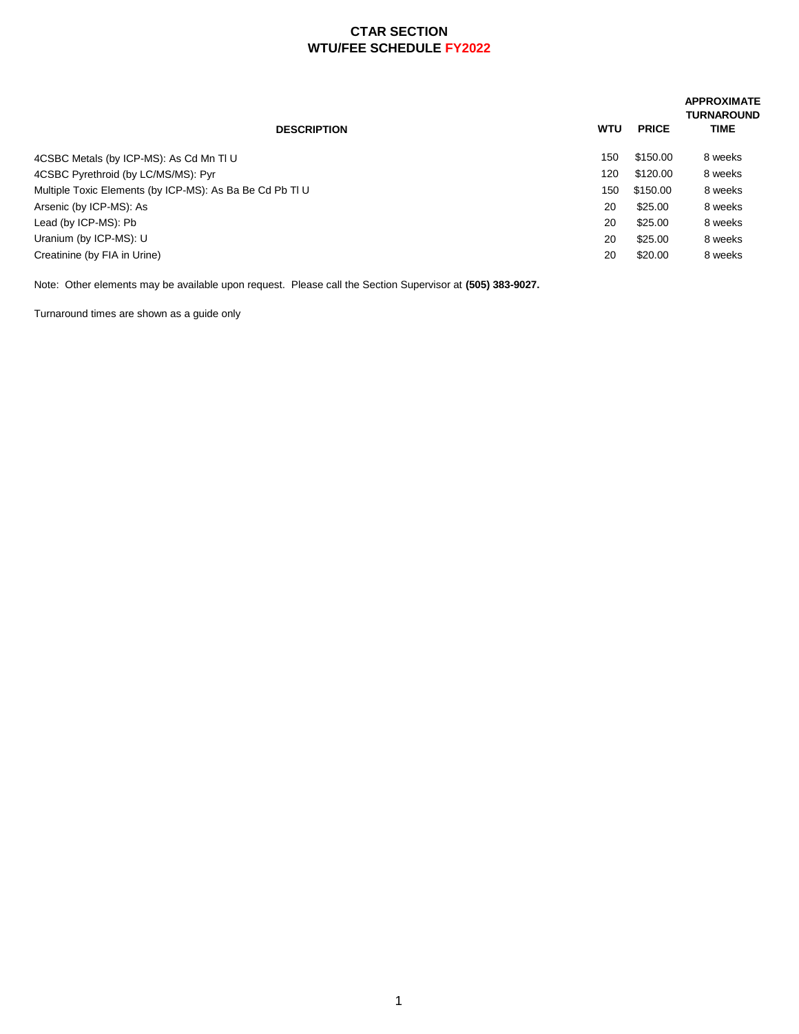# CTAR SECTION
## WTU/FEE SCHEDULE FY2022

| DESCRIPTION | WTU | PRICE | APPROXIMATE TURNAROUND TIME |
|---|---|---|---|
| 4CSBC Metals (by ICP-MS): As Cd Mn Tl U | 150 | $150.00 | 8 weeks |
| 4CSBC Pyrethroid (by LC/MS/MS): Pyr | 120 | $120.00 | 8 weeks |
| Multiple Toxic Elements (by ICP-MS): As Ba Be Cd Pb Tl U | 150 | $150.00 | 8 weeks |
| Arsenic (by ICP-MS): As | 20 | $25.00 | 8 weeks |
| Lead (by ICP-MS): Pb | 20 | $25.00 | 8 weeks |
| Uranium (by ICP-MS): U | 20 | $25.00 | 8 weeks |
| Creatinine (by FIA in Urine) | 20 | $20.00 | 8 weeks |

Note: Other elements may be available upon request. Please call the Section Supervisor at **(505) 383-9027.**

Turnaround times are shown as a guide only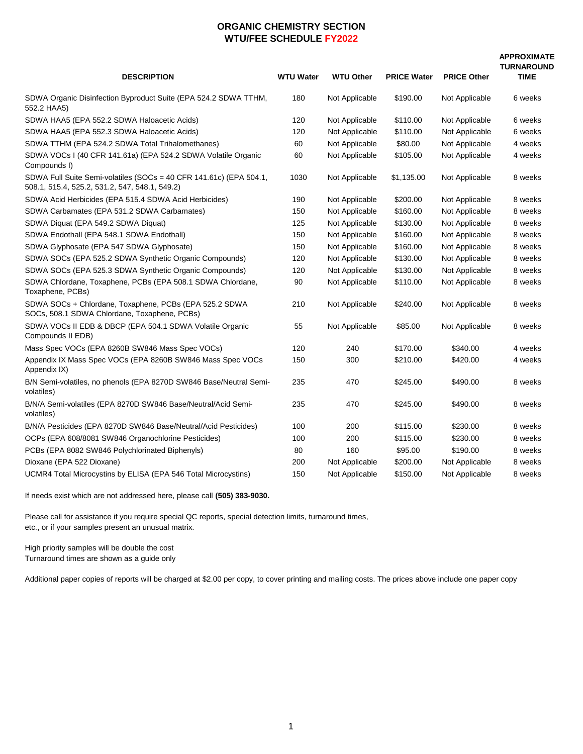# ORGANIC CHEMISTRY SECTION
## WTU/FEE SCHEDULE FY2022

| DESCRIPTION | WTU Water | WTU Other | PRICE Water | PRICE Other | APPROXIMATE TURNAROUND TIME |
|---|---|---|---|---|---|
| SDWA Organic Disinfection Byproduct Suite (EPA 524.2 SDWA TTHM, 552.2 HAA5) | 180 | Not Applicable | $190.00 | Not Applicable | 6 weeks |
| SDWA HAA5 (EPA 552.2 SDWA Haloacetic Acids) | 120 | Not Applicable | $110.00 | Not Applicable | 6 weeks |
| SDWA HAA5 (EPA 552.3 SDWA Haloacetic Acids) | 120 | Not Applicable | $110.00 | Not Applicable | 6 weeks |
| SDWA TTHM (EPA 524.2 SDWA Total Trihalomethanes) | 60 | Not Applicable | $80.00 | Not Applicable | 4 weeks |
| SDWA VOCs I (40 CFR 141.61a) (EPA 524.2 SDWA Volatile Organic Compounds I) | 60 | Not Applicable | $105.00 | Not Applicable | 4 weeks |
| SDWA Full Suite Semi-volatiles (SOCs = 40 CFR 141.61c) (EPA 504.1, 508.1, 515.4, 525.2, 531.2, 547, 548.1, 549.2) | 1030 | Not Applicable | $1,135.00 | Not Applicable | 8 weeks |
| SDWA Acid Herbicides (EPA 515.4 SDWA Acid Herbicides) | 190 | Not Applicable | $200.00 | Not Applicable | 8 weeks |
| SDWA Carbamates (EPA 531.2 SDWA Carbamates) | 150 | Not Applicable | $160.00 | Not Applicable | 8 weeks |
| SDWA Diquat (EPA 549.2 SDWA Diquat) | 125 | Not Applicable | $130.00 | Not Applicable | 8 weeks |
| SDWA Endothall (EPA 548.1 SDWA Endothall) | 150 | Not Applicable | $160.00 | Not Applicable | 8 weeks |
| SDWA Glyphosate (EPA 547 SDWA Glyphosate) | 150 | Not Applicable | $160.00 | Not Applicable | 8 weeks |
| SDWA SOCs (EPA 525.2 SDWA Synthetic Organic Compounds) | 120 | Not Applicable | $130.00 | Not Applicable | 8 weeks |
| SDWA SOCs (EPA 525.3 SDWA Synthetic Organic Compounds) | 120 | Not Applicable | $130.00 | Not Applicable | 8 weeks |
| SDWA Chlordane, Toxaphene, PCBs (EPA 508.1 SDWA Chlordane, Toxaphene, PCBs) | 90 | Not Applicable | $110.00 | Not Applicable | 8 weeks |
| SDWA SOCs + Chlordane, Toxaphene, PCBs (EPA 525.2 SDWA SOCs, 508.1 SDWA Chlordane, Toxaphene, PCBs) | 210 | Not Applicable | $240.00 | Not Applicable | 8 weeks |
| SDWA VOCs II EDB & DBCP (EPA 504.1 SDWA Volatile Organic Compounds II EDB) | 55 | Not Applicable | $85.00 | Not Applicable | 8 weeks |
| Mass Spec VOCs (EPA 8260B SW846 Mass Spec VOCs) | 120 | 240 | $170.00 | $340.00 | 4 weeks |
| Appendix IX Mass Spec VOCs (EPA 8260B SW846 Mass Spec VOCs Appendix IX) | 150 | 300 | $210.00 | $420.00 | 4 weeks |
| B/N Semi-volatiles, no phenols (EPA 8270D SW846 Base/Neutral Semi-volatiles) | 235 | 470 | $245.00 | $490.00 | 8 weeks |
| B/N/A Semi-volatiles (EPA 8270D SW846 Base/Neutral/Acid Semi-volatiles) | 235 | 470 | $245.00 | $490.00 | 8 weeks |
| B/N/A Pesticides (EPA 8270D SW846 Base/Neutral/Acid Pesticides) | 100 | 200 | $115.00 | $230.00 | 8 weeks |
| OCPs (EPA 608/8081 SW846 Organochlorine Pesticides) | 100 | 200 | $115.00 | $230.00 | 8 weeks |
| PCBs (EPA 8082 SW846 Polychlorinated Biphenyls) | 80 | 160 | $95.00 | $190.00 | 8 weeks |
| Dioxane (EPA 522 Dioxane) | 200 | Not Applicable | $200.00 | Not Applicable | 8 weeks |
| UCMR4 Total Microcystins by ELISA (EPA 546 Total Microcystins) | 150 | Not Applicable | $150.00 | Not Applicable | 8 weeks |

If needs exist which are not addressed here, please call **(505) 383-9030.**

Please call for assistance if you require special QC reports, special detection limits, turnaround times, etc., or if your samples present an unusual matrix.

High priority samples will be double the cost
Turnaround times are shown as a guide only

Additional paper copies of reports will be charged at $2.00 per copy, to cover printing and mailing costs. The prices above include one paper copy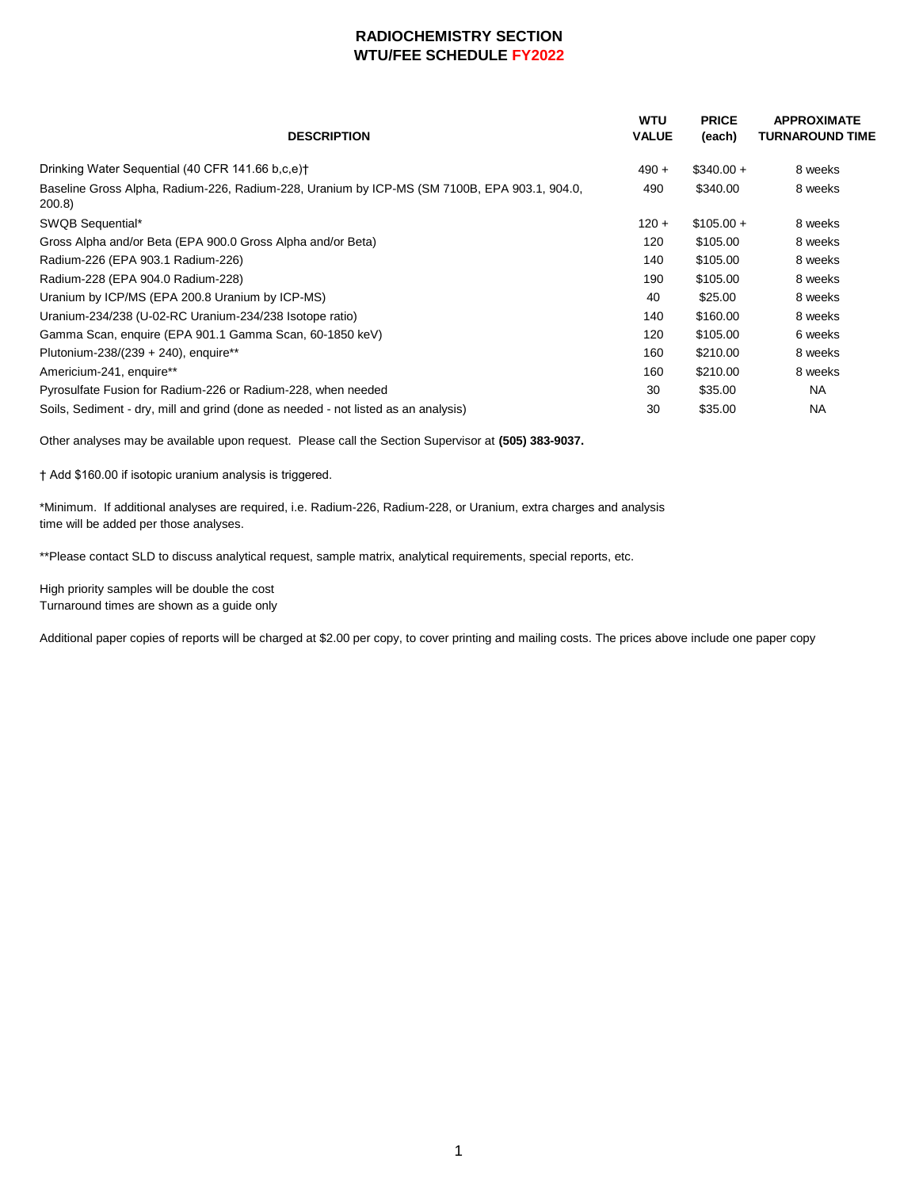# RADIOCHEMISTRY SECTION
## WTU/FEE SCHEDULE FY2022

| DESCRIPTION | WTU VALUE | PRICE (each) | APPROXIMATE TURNAROUND TIME |
|---|---|---|---|
| Drinking Water Sequential (40 CFR 141.66 b,c,e)† | 490 + | $340.00 + | 8 weeks |
| Baseline Gross Alpha, Radium-226, Radium-228, Uranium by ICP-MS (SM 7100B, EPA 903.1, 904.0, 200.8) | 490 | $340.00 | 8 weeks |
| SWQB Sequential* | 120 + | $105.00 + | 8 weeks |
| Gross Alpha and/or Beta (EPA 900.0 Gross Alpha and/or Beta) | 120 | $105.00 | 8 weeks |
| Radium-226 (EPA 903.1 Radium-226) | 140 | $105.00 | 8 weeks |
| Radium-228 (EPA 904.0 Radium-228) | 190 | $105.00 | 8 weeks |
| Uranium by ICP/MS (EPA 200.8 Uranium by ICP-MS) | 40 | $25.00 | 8 weeks |
| Uranium-234/238 (U-02-RC Uranium-234/238 Isotope ratio) | 140 | $160.00 | 8 weeks |
| Gamma Scan, enquire (EPA 901.1 Gamma Scan, 60-1850 keV) | 120 | $105.00 | 6 weeks |
| Plutonium-238/(239 + 240), enquire** | 160 | $210.00 | 8 weeks |
| Americium-241, enquire** | 160 | $210.00 | 8 weeks |
| Pyrosulfate Fusion for Radium-226 or Radium-228, when needed | 30 | $35.00 | NA |
| Soils, Sediment - dry, mill and grind (done as needed - not listed as an analysis) | 30 | $35.00 | NA |

Other analyses may be available upon request. Please call the Section Supervisor at **(505) 383-9037.**

† Add $160.00 if isotopic uranium analysis is triggered.

*Minimum. If additional analyses are required, i.e. Radium-226, Radium-228, or Uranium, extra charges and analysis time will be added per those analyses.

**Please contact SLD to discuss analytical request, sample matrix, analytical requirements, special reports, etc.

High priority samples will be double the cost
Turnaround times are shown as a guide only

Additional paper copies of reports will be charged at $2.00 per copy, to cover printing and mailing costs. The prices above include one paper copy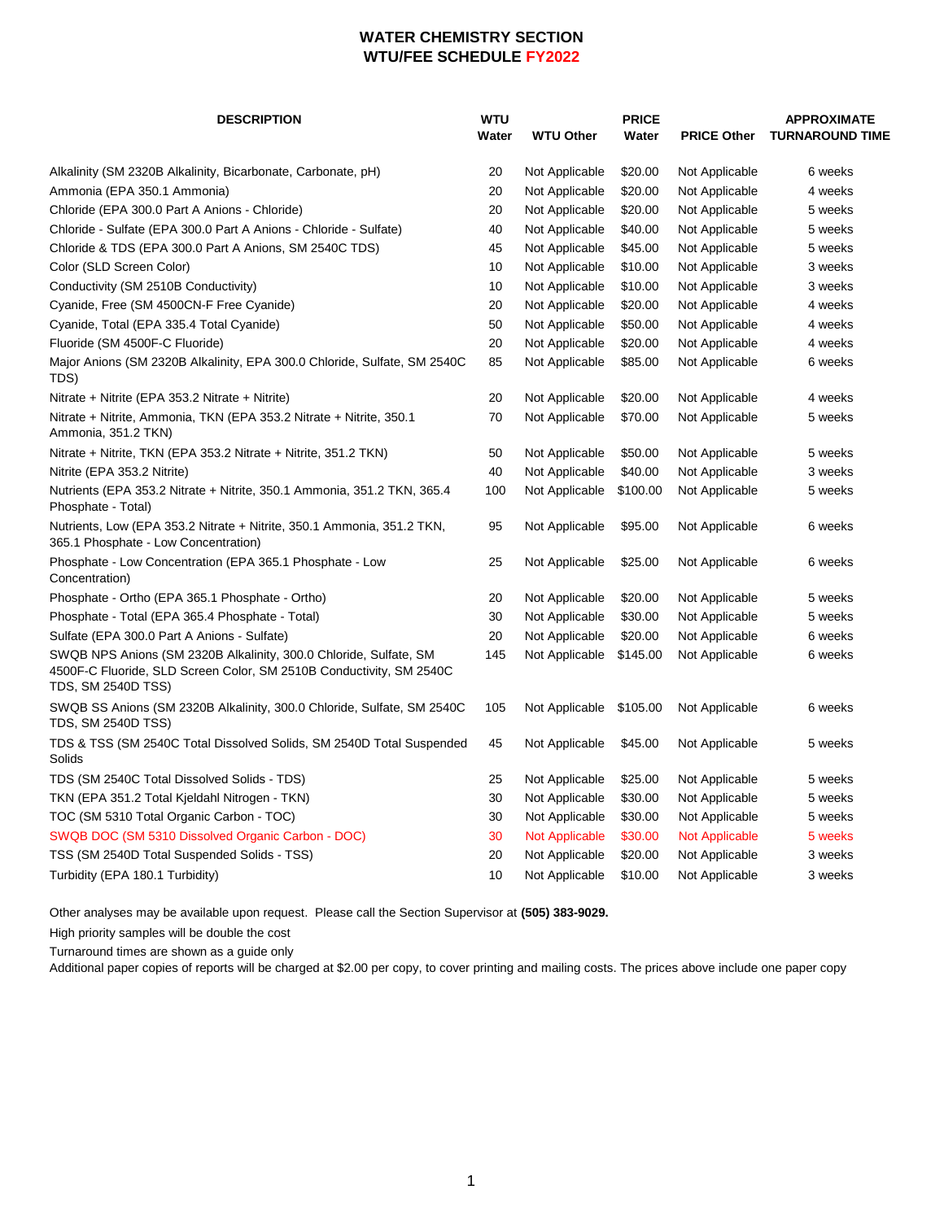# WATER CHEMISTRY SECTION
## WTU/FEE SCHEDULE FY2022

| DESCRIPTION | WTU Water | WTU Other | PRICE Water | PRICE Other | APPROXIMATE TURNAROUND TIME |
|---|---|---|---|---|---|
| Alkalinity (SM 2320B Alkalinity, Bicarbonate, Carbonate, pH) | 20 | Not Applicable | $20.00 | Not Applicable | 6 weeks |
| Ammonia (EPA 350.1 Ammonia) | 20 | Not Applicable | $20.00 | Not Applicable | 4 weeks |
| Chloride (EPA 300.0 Part A Anions - Chloride) | 20 | Not Applicable | $20.00 | Not Applicable | 5 weeks |
| Chloride - Sulfate (EPA 300.0 Part A Anions - Chloride - Sulfate) | 40 | Not Applicable | $40.00 | Not Applicable | 5 weeks |
| Chloride & TDS (EPA 300.0 Part A Anions, SM 2540C TDS) | 45 | Not Applicable | $45.00 | Not Applicable | 5 weeks |
| Color (SLD Screen Color) | 10 | Not Applicable | $10.00 | Not Applicable | 3 weeks |
| Conductivity (SM 2510B Conductivity) | 10 | Not Applicable | $10.00 | Not Applicable | 3 weeks |
| Cyanide, Free (SM 4500CN-F Free Cyanide) | 20 | Not Applicable | $20.00 | Not Applicable | 4 weeks |
| Cyanide, Total (EPA 335.4 Total Cyanide) | 50 | Not Applicable | $50.00 | Not Applicable | 4 weeks |
| Fluoride (SM 4500F-C Fluoride) | 20 | Not Applicable | $20.00 | Not Applicable | 4 weeks |
| Major Anions (SM 2320B Alkalinity, EPA 300.0 Chloride, Sulfate, SM 2540C TDS) | 85 | Not Applicable | $85.00 | Not Applicable | 6 weeks |
| Nitrate + Nitrite (EPA 353.2 Nitrate + Nitrite) | 20 | Not Applicable | $20.00 | Not Applicable | 4 weeks |
| Nitrate + Nitrite, Ammonia, TKN (EPA 353.2 Nitrate + Nitrite, 350.1 Ammonia, 351.2 TKN) | 70 | Not Applicable | $70.00 | Not Applicable | 5 weeks |
| Nitrate + Nitrite, TKN (EPA 353.2 Nitrate + Nitrite, 351.2 TKN) | 50 | Not Applicable | $50.00 | Not Applicable | 5 weeks |
| Nitrite (EPA 353.2 Nitrite) | 40 | Not Applicable | $40.00 | Not Applicable | 3 weeks |
| Nutrients (EPA 353.2 Nitrate + Nitrite, 350.1 Ammonia, 351.2 TKN, 365.4 Phosphate - Total) | 100 | Not Applicable | $100.00 | Not Applicable | 5 weeks |
| Nutrients, Low (EPA 353.2 Nitrate + Nitrite, 350.1 Ammonia, 351.2 TKN, 365.1 Phosphate - Low Concentration) | 95 | Not Applicable | $95.00 | Not Applicable | 6 weeks |
| Phosphate - Low Concentration (EPA 365.1 Phosphate - Low Concentration) | 25 | Not Applicable | $25.00 | Not Applicable | 6 weeks |
| Phosphate - Ortho (EPA 365.1 Phosphate - Ortho) | 20 | Not Applicable | $20.00 | Not Applicable | 5 weeks |
| Phosphate - Total (EPA 365.4 Phosphate - Total) | 30 | Not Applicable | $30.00 | Not Applicable | 5 weeks |
| Sulfate (EPA 300.0 Part A Anions - Sulfate) | 20 | Not Applicable | $20.00 | Not Applicable | 6 weeks |
| SWQB NPS Anions (SM 2320B Alkalinity, 300.0 Chloride, Sulfate, SM 4500F-C Fluoride, SLD Screen Color, SM 2510B Conductivity, SM 2540C TDS, SM 2540D TSS) | 145 | Not Applicable | $145.00 | Not Applicable | 6 weeks |
| SWQB SS Anions (SM 2320B Alkalinity, 300.0 Chloride, Sulfate, SM 2540C TDS, SM 2540D TSS) | 105 | Not Applicable | $105.00 | Not Applicable | 6 weeks |
| TDS & TSS (SM 2540C Total Dissolved Solids, SM 2540D Total Suspended Solids | 45 | Not Applicable | $45.00 | Not Applicable | 5 weeks |
| TDS (SM 2540C Total Dissolved Solids - TDS) | 25 | Not Applicable | $25.00 | Not Applicable | 5 weeks |
| TKN (EPA 351.2 Total Kjeldahl Nitrogen - TKN) | 30 | Not Applicable | $30.00 | Not Applicable | 5 weeks |
| TOC (SM 5310 Total Organic Carbon - TOC) | 30 | Not Applicable | $30.00 | Not Applicable | 5 weeks |
| SWQB DOC (SM 5310 Dissolved Organic Carbon - DOC) | 30 | Not Applicable | $30.00 | Not Applicable | 5 weeks |
| TSS (SM 2540D Total Suspended Solids - TSS) | 20 | Not Applicable | $20.00 | Not Applicable | 3 weeks |
| Turbidity (EPA 180.1 Turbidity) | 10 | Not Applicable | $10.00 | Not Applicable | 3 weeks |

Other analyses may be available upon request. Please call the Section Supervisor at **(505) 383-9029.**

High priority samples will be double the cost

Turnaround times are shown as a guide only

Additional paper copies of reports will be charged at $2.00 per copy, to cover printing and mailing costs. The prices above include one paper copy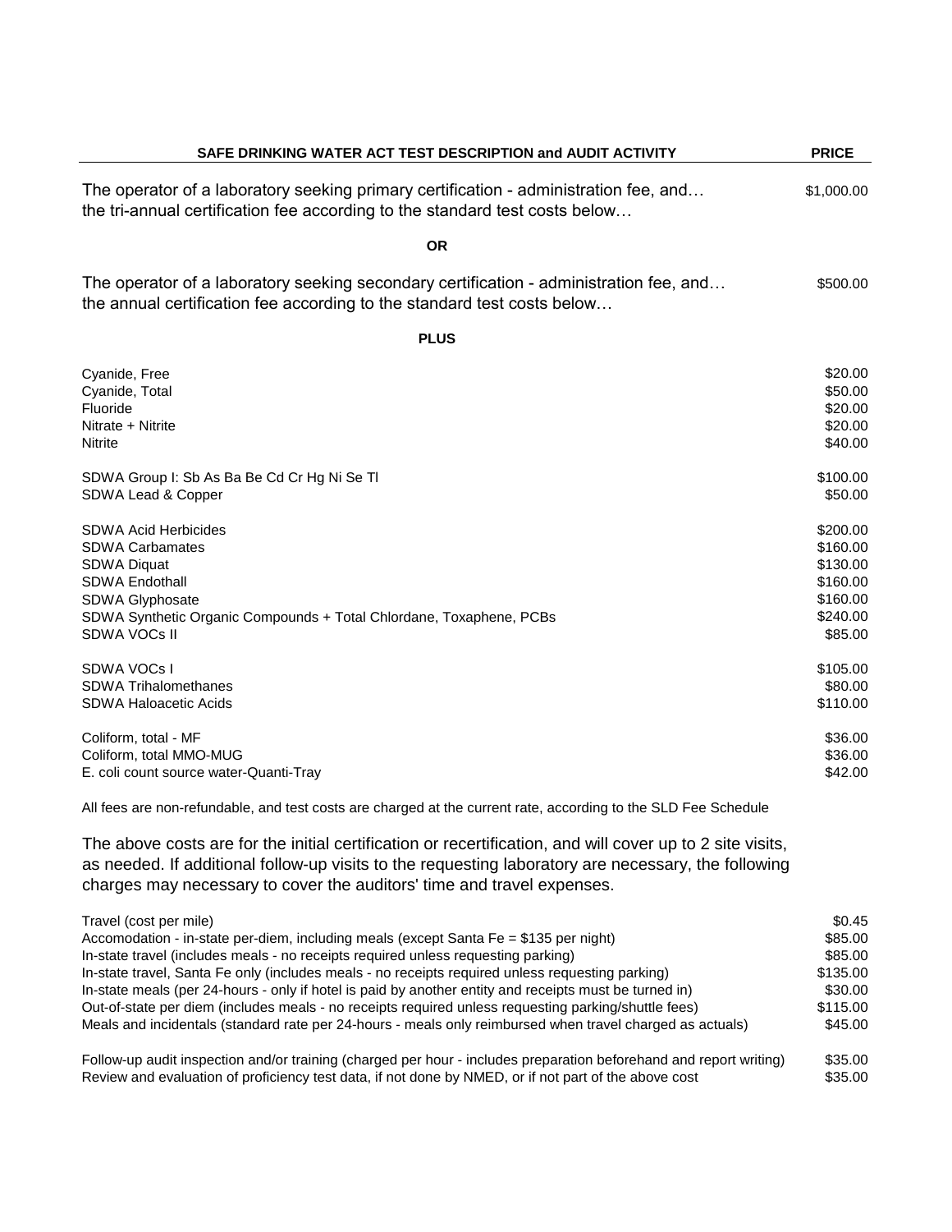| SAFE DRINKING WATER ACT TEST DESCRIPTION and AUDIT ACTIVITY | PRICE |
|---|---|
| The operator of a laboratory seeking primary certification - administration fee, and… the tri-annual certification fee according to the standard test costs below… | $1,000.00 |
| **OR** | |
| The operator of a laboratory seeking secondary certification - administration fee, and… the annual certification fee according to the standard test costs below… | $500.00 |
| **PLUS** | |
| Cyanide, Free | $20.00 |
| Cyanide, Total | $50.00 |
| Fluoride | $20.00 |
| Nitrate + Nitrite | $20.00 |
| Nitrite | $40.00 |
| SDWA Group I: Sb As Ba Be Cd Cr Hg Ni Se Tl | $100.00 |
| SDWA Lead & Copper | $50.00 |
| SDWA Acid Herbicides | $200.00 |
| SDWA Carbamates | $160.00 |
| SDWA Diquat | $130.00 |
| SDWA Endothall | $160.00 |
| SDWA Glyphosate | $160.00 |
| SDWA Synthetic Organic Compounds + Total Chlordane, Toxaphene, PCBs | $240.00 |
| SDWA VOCs II | $85.00 |
| SDWA VOCs I | $105.00 |
| SDWA Trihalomethanes | $80.00 |
| SDWA Haloacetic Acids | $110.00 |
| Coliform, total - MF | $36.00 |
| Coliform, total MMO-MUG | $36.00 |
| E. coli count source water-Quanti-Tray | $42.00 |

All fees are non-refundable, and test costs are charged at the current rate, according to the SLD Fee Schedule

The above costs are for the initial certification or recertification, and will cover up to 2 site visits, as needed. If additional follow-up visits to the requesting laboratory are necessary, the following charges may necessary to cover the auditors' time and travel expenses.

| | |
|---|---|
| Travel (cost per mile) | $0.45 |
| Accomodation - in-state per-diem, including meals (except Santa Fe = $135 per night) | $85.00 |
| In-state travel (includes meals - no receipts required unless requesting parking) | $85.00 |
| In-state travel, Santa Fe only (includes meals - no receipts required unless requesting parking) | $135.00 |
| In-state meals (per 24-hours - only if hotel is paid by another entity and receipts must be turned in) | $30.00 |
| Out-of-state per diem (includes meals - no receipts required unless requesting parking/shuttle fees) | $115.00 |
| Meals and incidentals (standard rate per 24-hours - meals only reimbursed when travel charged as actuals) | $45.00 |
| Follow-up audit inspection and/or training (charged per hour - includes preparation beforehand and report writing) | $35.00 |
| Review and evaluation of proficiency test data, if not done by NMED, or if not part of the above cost | $35.00 |